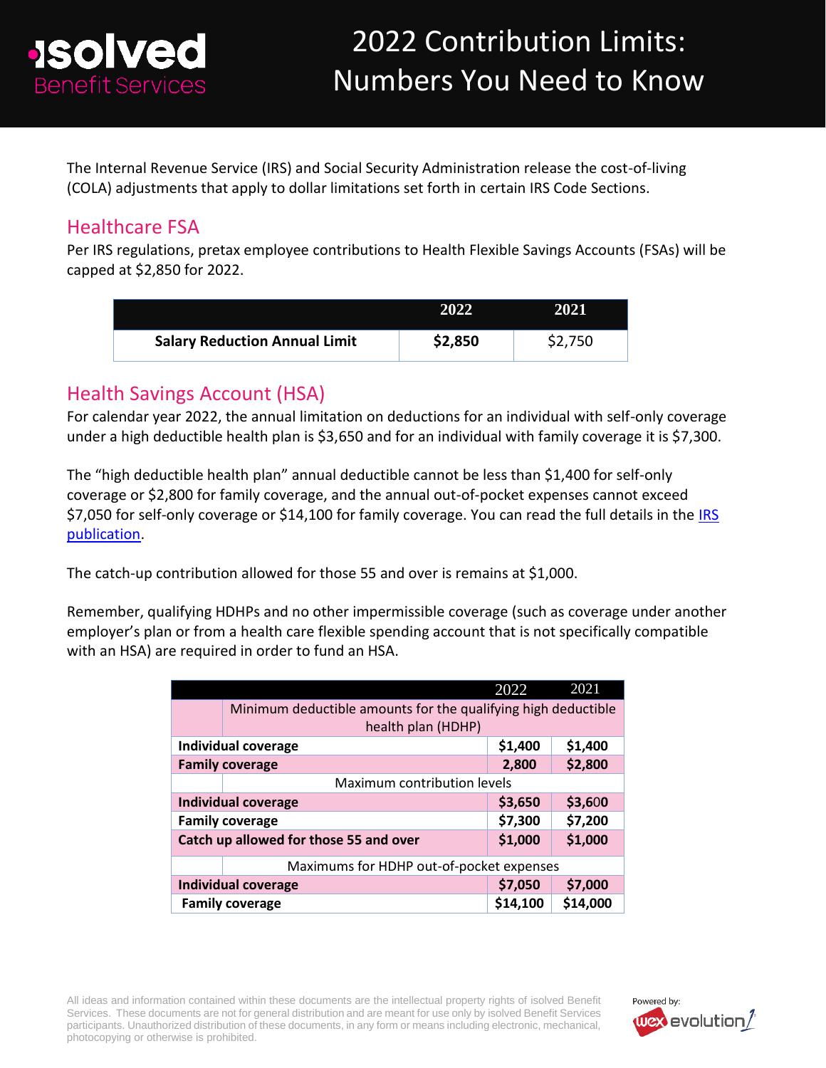# 2022 Contribution Limits: Numbers You Need to Know

The Internal Revenue Service (IRS) and Social Security Administration release the cost-of-living (COLA) adjustments that apply to dollar limitations set forth in certain IRS Code Sections.

## Healthcare FSA

Per IRS regulations, pretax employee contributions to Health Flexible Savings Accounts (FSAs) will be capped at $2,850 for 2022.

| | 2022 | 2021 |
|---|---|---|
| **Salary Reduction Annual Limit** | **$2,850** | $2,750 |

## Health Savings Account (HSA)

For calendar year 2022, the annual limitation on deductions for an individual with self-only coverage under a high deductible health plan is $3,650 and for an individual with family coverage it is $7,300.

The "high deductible health plan" annual deductible cannot be less than $1,400 for self-only coverage or $2,800 for family coverage, and the annual out-of-pocket expenses cannot exceed $7,050 for self-only coverage or $14,100 for family coverage. You can read the full details in the IRS publication.

The catch-up contribution allowed for those 55 and over is remains at $1,000.

Remember, qualifying HDHPs and no other impermissible coverage (such as coverage under another employer's plan or from a health care flexible spending account that is not specifically compatible with an HSA) are required in order to fund an HSA.

| | 2022 | 2021 |
|---|---|---|
| Minimum deductible amounts for the qualifying high deductible health plan (HDHP) | | |
| **Individual coverage** | **$1,400** | **$1,400** |
| **Family coverage** | **2,800** | **$2,800** |
| Maximum contribution levels | | |
| **Individual coverage** | **$3,650** | **$3,600** |
| **Family coverage** | **$7,300** | **$7,200** |
| **Catch up allowed for those 55 and over** | **$1,000** | **$1,000** |
| Maximums for HDHP out-of-pocket expenses | | |
| **Individual coverage** | **$7,050** | **$7,000** |
| **Family coverage** | **$14,100** | **$14,000** |

All ideas and information contained within these documents are the intellectual property rights of isolved Benefit Services. These documents are not for general distribution and are meant for use only by isolved Benefit Services participants. Unauthorized distribution of these documents, in any form or means including electronic, mechanical, photocopying or otherwise is prohibited.

Powered by: wex evolution1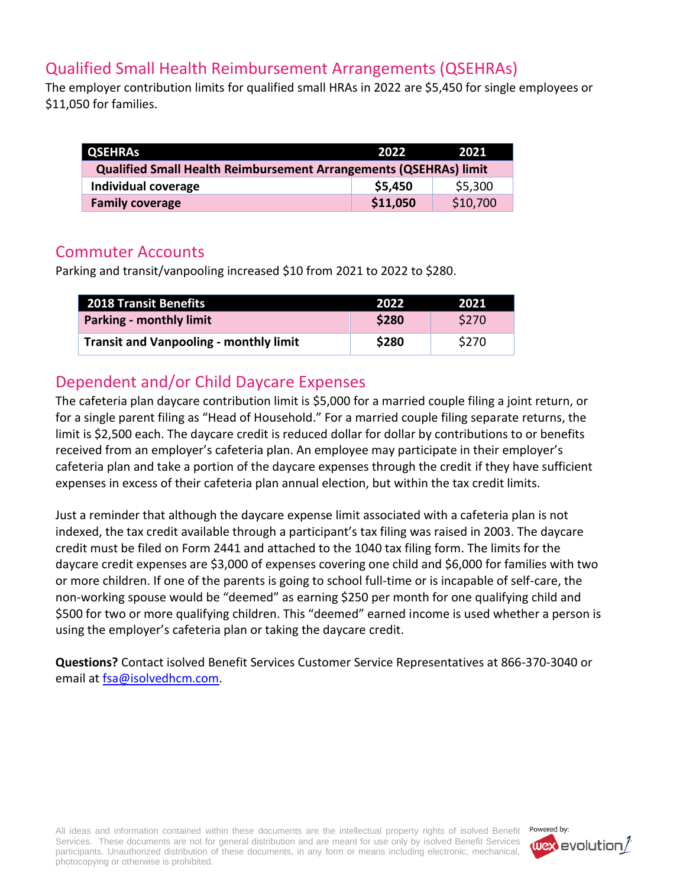## Qualified Small Health Reimbursement Arrangements (QSEHRAs)

The employer contribution limits for qualified small HRAs in 2022 are $5,450 for single employees or $11,050 for families.

| QSEHRAs | 2022 | 2021 |
|---|---|---|
| **Qualified Small Health Reimbursement Arrangements (QSEHRAs) limit** | | |
| **Individual coverage** | **$5,450** | $5,300 |
| **Family coverage** | **$11,050** | $10,700 |

## Commuter Accounts

Parking and transit/vanpooling increased $10 from 2021 to 2022 to $280.

| 2018 Transit Benefits | 2022 | 2021 |
|---|---|---|
| **Parking - monthly limit** | **$280** | $270 |
| **Transit and Vanpooling - monthly limit** | **$280** | $270 |

## Dependent and/or Child Daycare Expenses

The cafeteria plan daycare contribution limit is $5,000 for a married couple filing a joint return, or for a single parent filing as "Head of Household." For a married couple filing separate returns, the limit is $2,500 each. The daycare credit is reduced dollar for dollar by contributions to or benefits received from an employer's cafeteria plan. An employee may participate in their employer's cafeteria plan and take a portion of the daycare expenses through the credit if they have sufficient expenses in excess of their cafeteria plan annual election, but within the tax credit limits.

Just a reminder that although the daycare expense limit associated with a cafeteria plan is not indexed, the tax credit available through a participant's tax filing was raised in 2003. The daycare credit must be filed on Form 2441 and attached to the 1040 tax filing form. The limits for the daycare credit expenses are $3,000 of expenses covering one child and $6,000 for families with two or more children. If one of the parents is going to school full-time or is incapable of self-care, the non-working spouse would be "deemed" as earning $250 per month for one qualifying child and $500 for two or more qualifying children. This "deemed" earned income is used whether a person is using the employer's cafeteria plan or taking the daycare credit.

**Questions?** Contact isolved Benefit Services Customer Service Representatives at 866-370-3040 or email at fsa@isolvedhcm.com.

All ideas and information contained within these documents are the intellectual property rights of isolved Benefit Services. These documents are not for general distribution and are meant for use only by isolved Benefit Services participants. Unauthorized distribution of these documents, in any form or means including electronic, mechanical, photocopying or otherwise is prohibited.

Powered by: wex evolution1